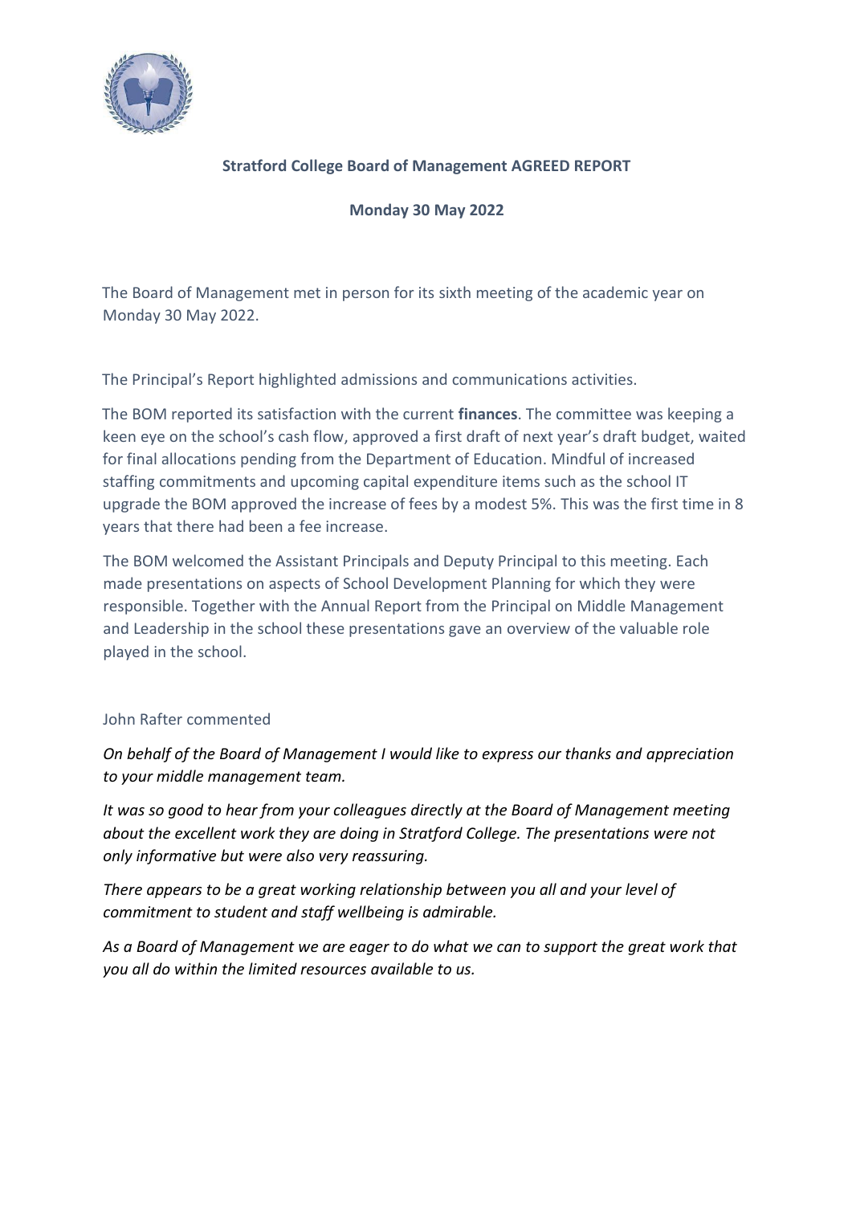**Stratford College Board of Management AGREED REPORT**

**Monday 30 May 2022**

The Board of Management met in person for its sixth meeting of the academic year on Monday 30 May 2022.

The Principal's Report highlighted admissions and communications activities.

The BOM reported its satisfaction with the current **finances**. The committee was keeping a keen eye on the school's cash flow, approved a first draft of next year's draft budget, waited for final allocations pending from the Department of Education. Mindful of increased staffing commitments and upcoming capital expenditure items such as the school IT upgrade the BOM approved the increase of fees by a modest 5%. This was the first time in 8 years that there had been a fee increase.

The BOM welcomed the Assistant Principals and Deputy Principal to this meeting. Each made presentations on aspects of School Development Planning for which they were responsible. Together with the Annual Report from the Principal on Middle Management and Leadership in the school these presentations gave an overview of the valuable role played in the school.

John Rafter commented

*On behalf of the Board of Management I would like to express our thanks and appreciation to your middle management team.*

*It was so good to hear from your colleagues directly at the Board of Management meeting about the excellent work they are doing in Stratford College. The presentations were not only informative but were also very reassuring.*

*There appears to be a great working relationship between you all and your level of commitment to student and staff wellbeing is admirable.*

*As a Board of Management we are eager to do what we can to support the great work that you all do within the limited resources available to us.*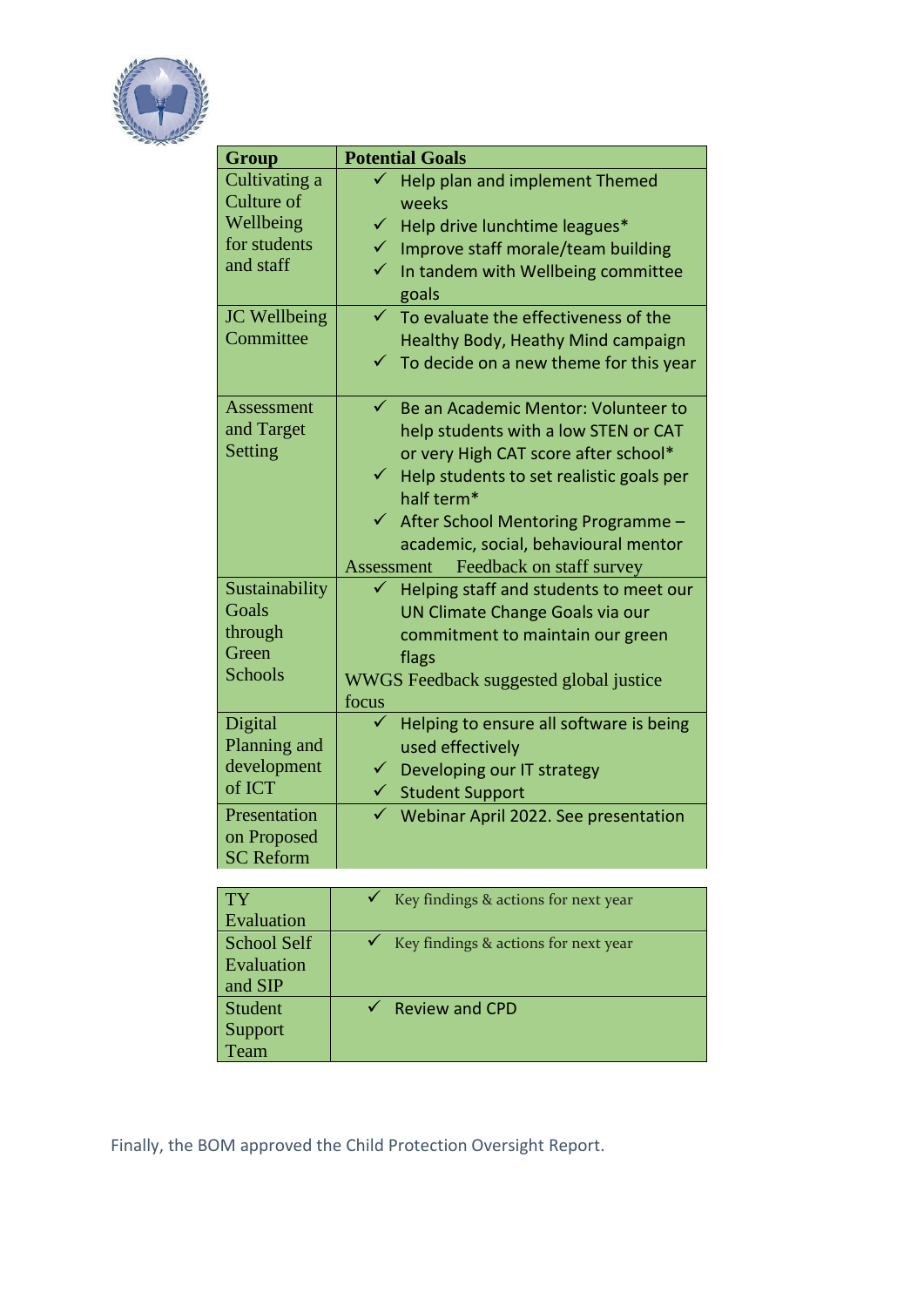| Group | Potential Goals |
|---|---|
| Cultivating a Culture of Wellbeing for students and staff | ✓ Help plan and implement Themed weeks<br>✓ Help drive lunchtime leagues*<br>✓ Improve staff morale/team building<br>✓ In tandem with Wellbeing committee goals |
| JC Wellbeing Committee | ✓ To evaluate the effectiveness of the Healthy Body, Heathy Mind campaign<br>✓ To decide on a new theme for this year |
| Assessment and Target Setting | ✓ Be an Academic Mentor: Volunteer to help students with a low STEN or CAT or very High CAT score after school*<br>✓ Help students to set realistic goals per half term*<br>✓ After School Mentoring Programme – academic, social, behavioural mentor<br>Assessment Feedback on staff survey |
| Sustainability Goals through Green Schools | ✓ Helping staff and students to meet our UN Climate Change Goals via our commitment to maintain our green flags<br>WWGS Feedback suggested global justice focus |
| Digital Planning and development of ICT | ✓ Helping to ensure all software is being used effectively<br>✓ Developing our IT strategy<br>✓ Student Support |
| Presentation on Proposed SC Reform | ✓ Webinar April 2022. See presentation |

| | |
|---|---|
| TY Evaluation | ✓ Key findings & actions for next year |
| School Self Evaluation and SIP | ✓ Key findings & actions for next year |
| Student Support Team | ✓ Review and CPD |

Finally, the BOM approved the Child Protection Oversight Report.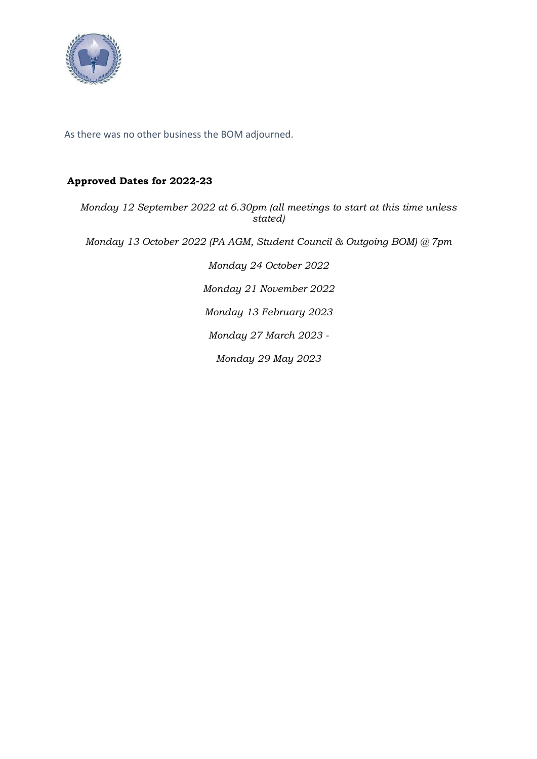As there was no other business the BOM adjourned.

**Approved Dates for 2022-23**

*Monday 12 September 2022 at 6.30pm (all meetings to start at this time unless stated)*

*Monday 13 October 2022 (PA AGM, Student Council & Outgoing BOM) @ 7pm*

*Monday 24 October 2022*

*Monday 21 November 2022*

*Monday 13 February 2023*

*Monday 27 March 2023 -*

*Monday 29 May 2023*